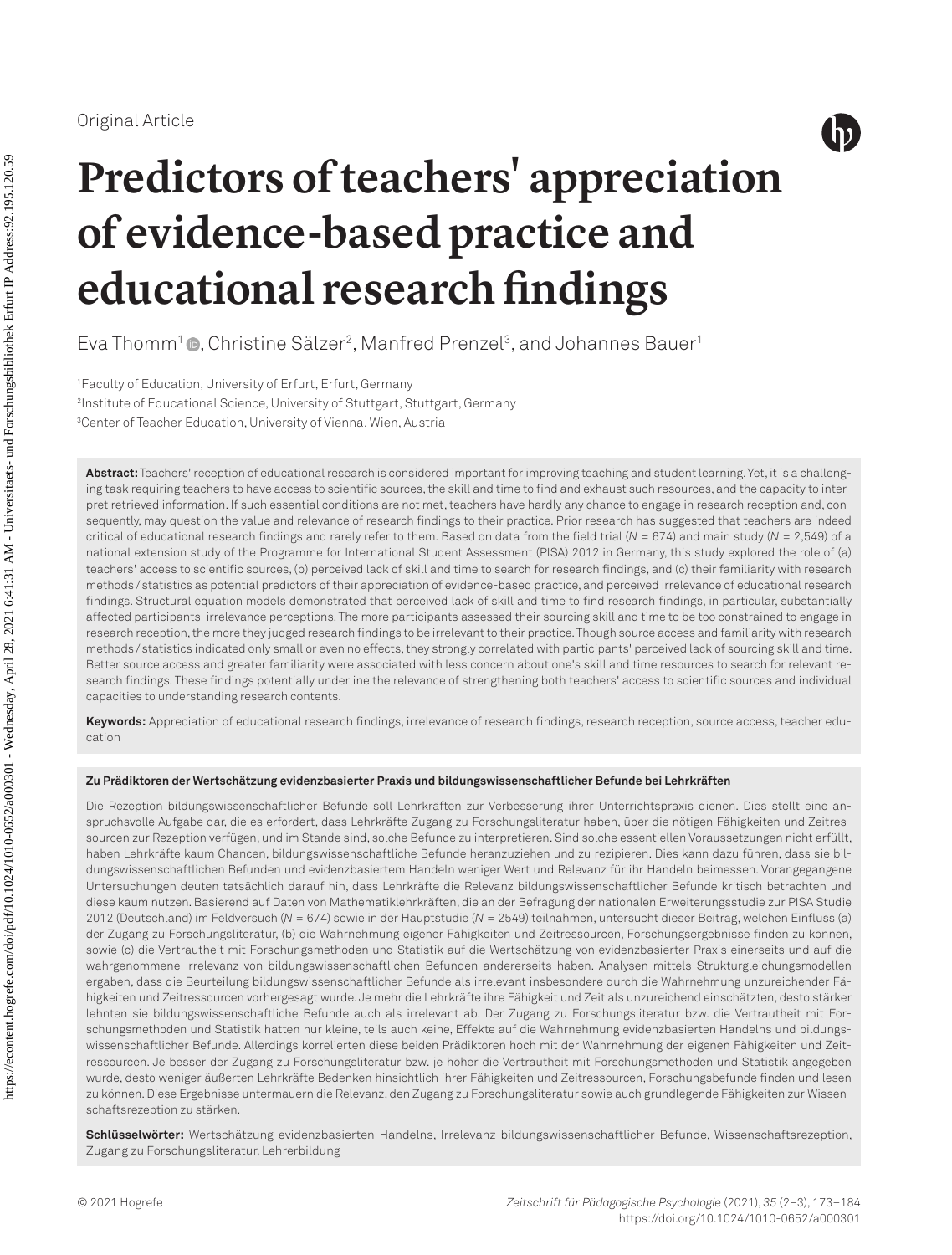Original Article

# Predictors of teachers' appreciation of evidence-based practice and educational research findings

Eva Thomm[1], Christine Sälzer[2], Manfred Prenzel[3], and Johannes Bauer[1]

[1]Faculty of Education, University of Erfurt, Erfurt, Germany

[2]Institute of Educational Science, University of Stuttgart, Stuttgart, Germany

[3]Center of Teacher Education, University of Vienna, Wien, Austria

**Abstract:** Teachers' reception of educational research is considered important for improving teaching and student learning. Yet, it is a challenging task requiring teachers to have access to scientific sources, the skill and time to find and exhaust such resources, and the capacity to interpret retrieved information. If such essential conditions are not met, teachers have hardly any chance to engage in research reception and, consequently, may question the value and relevance of research findings to their practice. Prior research has suggested that teachers are indeed critical of educational research findings and rarely refer to them. Based on data from the field trial (*N* = 674) and main study (*N* = 2,549) of a national extension study of the Programme for International Student Assessment (PISA) 2012 in Germany, this study explored the role of (a) teachers' access to scientific sources, (b) perceived lack of skill and time to search for research findings, and (c) their familiarity with research methods / statistics as potential predictors of their appreciation of evidence-based practice, and perceived irrelevance of educational research findings. Structural equation models demonstrated that perceived lack of skill and time to find research findings, in particular, substantially affected participants' irrelevance perceptions. The more participants assessed their sourcing skill and time to be too constrained to engage in research reception, the more they judged research findings to be irrelevant to their practice. Though source access and familiarity with research methods / statistics indicated only small or even no effects, they strongly correlated with participants' perceived lack of sourcing skill and time. Better source access and greater familiarity were associated with less concern about one's skill and time resources to search for relevant research findings. These findings potentially underline the relevance of strengthening both teachers' access to scientific sources and individual capacities to understanding research contents.

**Keywords:** Appreciation of educational research findings, irrelevance of research findings, research reception, source access, teacher education

**Zu Prädiktoren der Wertschätzung evidenzbasierter Praxis und bildungswissenschaftlicher Befunde bei Lehrkräften**

Die Rezeption bildungswissenschaftlicher Befunde soll Lehrkräften zur Verbesserung ihrer Unterrichtspraxis dienen. Dies stellt eine anspruchsvolle Aufgabe dar, die es erfordert, dass Lehrkräfte Zugang zu Forschungsliteratur haben, über die nötigen Fähigkeiten und Zeitressourcen zur Rezeption verfügen, und im Stande sind, solche Befunde zu interpretieren. Sind solche essentiellen Voraussetzungen nicht erfüllt, haben Lehrkräfte kaum Chancen, bildungswissenschaftliche Befunde heranzuziehen und zu rezipieren. Dies kann dazu führen, dass sie bildungswissenschaftlichen Befunden und evidenzbasiertem Handeln weniger Wert und Relevanz für ihr Handeln beimessen. Vorangegangene Untersuchungen deuten tatsächlich darauf hin, dass Lehrkräfte die Relevanz bildungswissenschaftlicher Befunde kritisch betrachten und diese kaum nutzen. Basierend auf Daten von Mathematiklehrkräften, die an der Befragung der nationalen Erweiterungsstudie zur PISA Studie 2012 (Deutschland) im Feldversuch (*N* = 674) sowie in der Hauptstudie (*N* = 2549) teilnahmen, untersucht dieser Beitrag, welchen Einfluss (a) der Zugang zu Forschungsliteratur, (b) die Wahrnehmung eigener Fähigkeiten und Zeitressourcen, Forschungsergebnisse finden zu können, sowie (c) die Vertrautheit mit Forschungsmethoden und Statistik auf die Wertschätzung von evidenzbasierter Praxis einerseits und auf die wahrgenommene Irrelevanz von bildungswissenschaftlichen Befunden andererseits haben. Analysen mittels Strukturgleichungsmodellen ergaben, dass die Beurteilung bildungswissenschaftlicher Befunde als irrelevant insbesondere durch die Wahrnehmung unzureichender Fähigkeiten und Zeitressourcen vorhergesagt wurde. Je mehr die Lehrkräfte ihre Fähigkeit und Zeit als unzureichend einschätzten, desto stärker lehnten sie bildungswissenschaftliche Befunde auch als irrelevant ab. Der Zugang zu Forschungsliteratur bzw. die Vertrautheit mit Forschungsmethoden und Statistik hatten nur kleine, teils auch keine, Effekte auf die Wahrnehmung evidenzbasierten Handelns und bildungswissenschaftlicher Befunde. Allerdings korrelierten diese beiden Prädiktoren hoch mit der Wahrnehmung der eigenen Fähigkeiten und Zeitressourcen. Je besser der Zugang zu Forschungsliteratur bzw. je höher die Vertrautheit mit Forschungsmethoden und Statistik angegeben wurde, desto weniger äußerten Lehrkräfte Bedenken hinsichtlich ihrer Fähigkeiten und Zeitressourcen, Forschungsbefunde finden und lesen zu können. Diese Ergebnisse untermauern die Relevanz, den Zugang zu Forschungsliteratur sowie auch grundlegende Fähigkeiten zur Wissenschaftsrezeption zu stärken.

**Schlüsselwörter:** Wertschätzung evidenzbasierten Handelns, Irrelevanz bildungswissenschaftlicher Befunde, Wissenschaftsrezeption, Zugang zu Forschungsliteratur, Lehrerbildung

© 2021 Hogrefe

https://doi.org/10.1024/1010-0652/a000301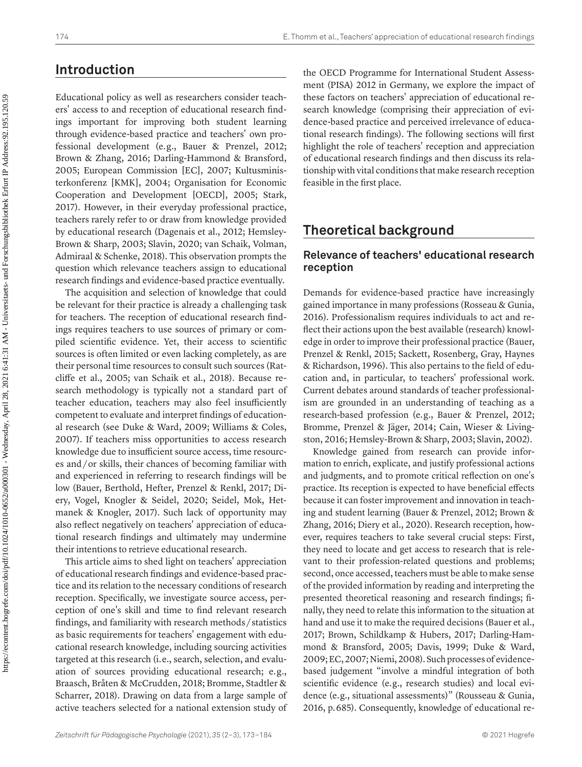## Introduction

Educational policy as well as researchers consider teachers' access to and reception of educational research findings important for improving both student learning through evidence-based practice and teachers' own professional development (e.g., Bauer & Prenzel, 2012; Brown & Zhang, 2016; Darling-Hammond & Bransford, 2005; European Commission [EC], 2007; Kultusministerkonferenz [KMK], 2004; Organisation for Economic Cooperation and Development [OECD], 2005; Stark, 2017). However, in their everyday professional practice, teachers rarely refer to or draw from knowledge provided by educational research (Dagenais et al., 2012; Hemsley-Brown & Sharp, 2003; Slavin, 2020; van Schaik, Volman, Admiraal & Schenke, 2018). This observation prompts the question which relevance teachers assign to educational research findings and evidence-based practice eventually.

The acquisition and selection of knowledge that could be relevant for their practice is already a challenging task for teachers. The reception of educational research findings requires teachers to use sources of primary or compiled scientific evidence. Yet, their access to scientific sources is often limited or even lacking completely, as are their personal time resources to consult such sources (Ratcliffe et al., 2005; van Schaik et al., 2018). Because research methodology is typically not a standard part of teacher education, teachers may also feel insufficiently competent to evaluate and interpret findings of educational research (see Duke & Ward, 2009; Williams & Coles, 2007). If teachers miss opportunities to access research knowledge due to insufficient source access, time resources and/or skills, their chances of becoming familiar with and experienced in referring to research findings will be low (Bauer, Berthold, Hefter, Prenzel & Renkl, 2017; Diery, Vogel, Knogler & Seidel, 2020; Seidel, Mok, Hetmanek & Knogler, 2017). Such lack of opportunity may also reflect negatively on teachers' appreciation of educational research findings and ultimately may undermine their intentions to retrieve educational research.

This article aims to shed light on teachers' appreciation of educational research findings and evidence-based practice and its relation to the necessary conditions of research reception. Specifically, we investigate source access, perception of one's skill and time to find relevant research findings, and familiarity with research methods/statistics as basic requirements for teachers' engagement with educational research knowledge, including sourcing activities targeted at this research (i.e., search, selection, and evaluation of sources providing educational research; e.g., Braasch, Bråten & McCrudden, 2018; Bromme, Stadtler & Scharrer, 2018). Drawing on data from a large sample of active teachers selected for a national extension study of the OECD Programme for International Student Assessment (PISA) 2012 in Germany, we explore the impact of these factors on teachers' appreciation of educational research knowledge (comprising their appreciation of evidence-based practice and perceived irrelevance of educational research findings). The following sections will first highlight the role of teachers' reception and appreciation of educational research findings and then discuss its relationship with vital conditions that make research reception feasible in the first place.

## Theoretical background

### Relevance of teachers' educational research reception

Demands for evidence-based practice have increasingly gained importance in many professions (Rosseau & Gunia, 2016). Professionalism requires individuals to act and reflect their actions upon the best available (research) knowledge in order to improve their professional practice (Bauer, Prenzel & Renkl, 2015; Sackett, Rosenberg, Gray, Haynes & Richardson, 1996). This also pertains to the field of education and, in particular, to teachers' professional work. Current debates around standards of teacher professionalism are grounded in an understanding of teaching as a research-based profession (e.g., Bauer & Prenzel, 2012; Bromme, Prenzel & Jäger, 2014; Cain, Wieser & Livingston, 2016; Hemsley-Brown & Sharp, 2003; Slavin, 2002).

Knowledge gained from research can provide information to enrich, explicate, and justify professional actions and judgments, and to promote critical reflection on one's practice. Its reception is expected to have beneficial effects because it can foster improvement and innovation in teaching and student learning (Bauer & Prenzel, 2012; Brown & Zhang, 2016; Diery et al., 2020). Research reception, however, requires teachers to take several crucial steps: First, they need to locate and get access to research that is relevant to their profession-related questions and problems; second, once accessed, teachers must be able to make sense of the provided information by reading and interpreting the presented theoretical reasoning and research findings; finally, they need to relate this information to the situation at hand and use it to make the required decisions (Bauer et al., 2017; Brown, Schildkamp & Hubers, 2017; Darling-Hammond & Bransford, 2005; Davis, 1999; Duke & Ward, 2009; EC, 2007; Niemi, 2008). Such processes of evidence-based judgement "involve a mindful integration of both scientific evidence (e.g., research studies) and local evidence (e.g., situational assessments)" (Rousseau & Gunia, 2016, p. 685). Consequently, knowledge of educational re-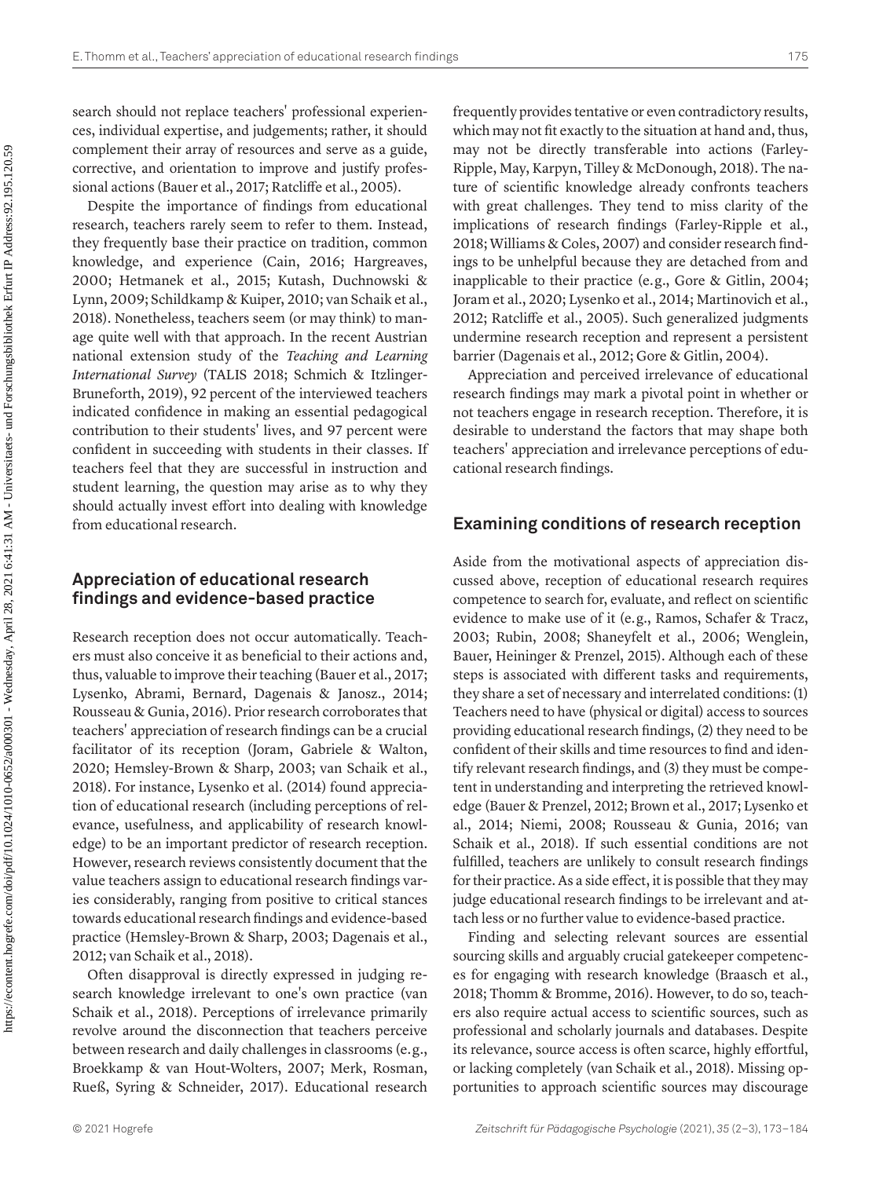search should not replace teachers' professional experiences, individual expertise, and judgements; rather, it should complement their array of resources and serve as a guide, corrective, and orientation to improve and justify professional actions (Bauer et al., 2017; Ratcliffe et al., 2005).

Despite the importance of findings from educational research, teachers rarely seem to refer to them. Instead, they frequently base their practice on tradition, common knowledge, and experience (Cain, 2016; Hargreaves, 2000; Hetmanek et al., 2015; Kutash, Duchnowski & Lynn, 2009; Schildkamp & Kuiper, 2010; van Schaik et al., 2018). Nonetheless, teachers seem (or may think) to manage quite well with that approach. In the recent Austrian national extension study of the *Teaching and Learning International Survey* (TALIS 2018; Schmich & Itzlinger-Bruneforth, 2019), 92 percent of the interviewed teachers indicated confidence in making an essential pedagogical contribution to their students' lives, and 97 percent were confident in succeeding with students in their classes. If teachers feel that they are successful in instruction and student learning, the question may arise as to why they should actually invest effort into dealing with knowledge from educational research.

## Appreciation of educational research findings and evidence-based practice

Research reception does not occur automatically. Teachers must also conceive it as beneficial to their actions and, thus, valuable to improve their teaching (Bauer et al., 2017; Lysenko, Abrami, Bernard, Dagenais & Janosz., 2014; Rousseau & Gunia, 2016). Prior research corroborates that teachers' appreciation of research findings can be a crucial facilitator of its reception (Joram, Gabriele & Walton, 2020; Hemsley-Brown & Sharp, 2003; van Schaik et al., 2018). For instance, Lysenko et al. (2014) found appreciation of educational research (including perceptions of relevance, usefulness, and applicability of research knowledge) to be an important predictor of research reception. However, research reviews consistently document that the value teachers assign to educational research findings varies considerably, ranging from positive to critical stances towards educational research findings and evidence-based practice (Hemsley-Brown & Sharp, 2003; Dagenais et al., 2012; van Schaik et al., 2018).

Often disapproval is directly expressed in judging research knowledge irrelevant to one's own practice (van Schaik et al., 2018). Perceptions of irrelevance primarily revolve around the disconnection that teachers perceive between research and daily challenges in classrooms (e.g., Broekkamp & van Hout-Wolters, 2007; Merk, Rosman, Rueß, Syring & Schneider, 2017). Educational research frequently provides tentative or even contradictory results, which may not fit exactly to the situation at hand and, thus, may not be directly transferable into actions (Farley-Ripple, May, Karpyn, Tilley & McDonough, 2018). The nature of scientific knowledge already confronts teachers with great challenges. They tend to miss clarity of the implications of research findings (Farley-Ripple et al., 2018; Williams & Coles, 2007) and consider research findings to be unhelpful because they are detached from and inapplicable to their practice (e.g., Gore & Gitlin, 2004; Joram et al., 2020; Lysenko et al., 2014; Martinovich et al., 2012; Ratcliffe et al., 2005). Such generalized judgments undermine research reception and represent a persistent barrier (Dagenais et al., 2012; Gore & Gitlin, 2004).

Appreciation and perceived irrelevance of educational research findings may mark a pivotal point in whether or not teachers engage in research reception. Therefore, it is desirable to understand the factors that may shape both teachers' appreciation and irrelevance perceptions of educational research findings.

## Examining conditions of research reception

Aside from the motivational aspects of appreciation discussed above, reception of educational research requires competence to search for, evaluate, and reflect on scientific evidence to make use of it (e.g., Ramos, Schafer & Tracz, 2003; Rubin, 2008; Shaneyfelt et al., 2006; Wenglein, Bauer, Heininger & Prenzel, 2015). Although each of these steps is associated with different tasks and requirements, they share a set of necessary and interrelated conditions: (1) Teachers need to have (physical or digital) access to sources providing educational research findings, (2) they need to be confident of their skills and time resources to find and identify relevant research findings, and (3) they must be competent in understanding and interpreting the retrieved knowledge (Bauer & Prenzel, 2012; Brown et al., 2017; Lysenko et al., 2014; Niemi, 2008; Rousseau & Gunia, 2016; van Schaik et al., 2018). If such essential conditions are not fulfilled, teachers are unlikely to consult research findings for their practice. As a side effect, it is possible that they may judge educational research findings to be irrelevant and attach less or no further value to evidence-based practice.

Finding and selecting relevant sources are essential sourcing skills and arguably crucial gatekeeper competences for engaging with research knowledge (Braasch et al., 2018; Thomm & Bromme, 2016). However, to do so, teachers also require actual access to scientific sources, such as professional and scholarly journals and databases. Despite its relevance, source access is often scarce, highly effortful, or lacking completely (van Schaik et al., 2018). Missing opportunities to approach scientific sources may discourage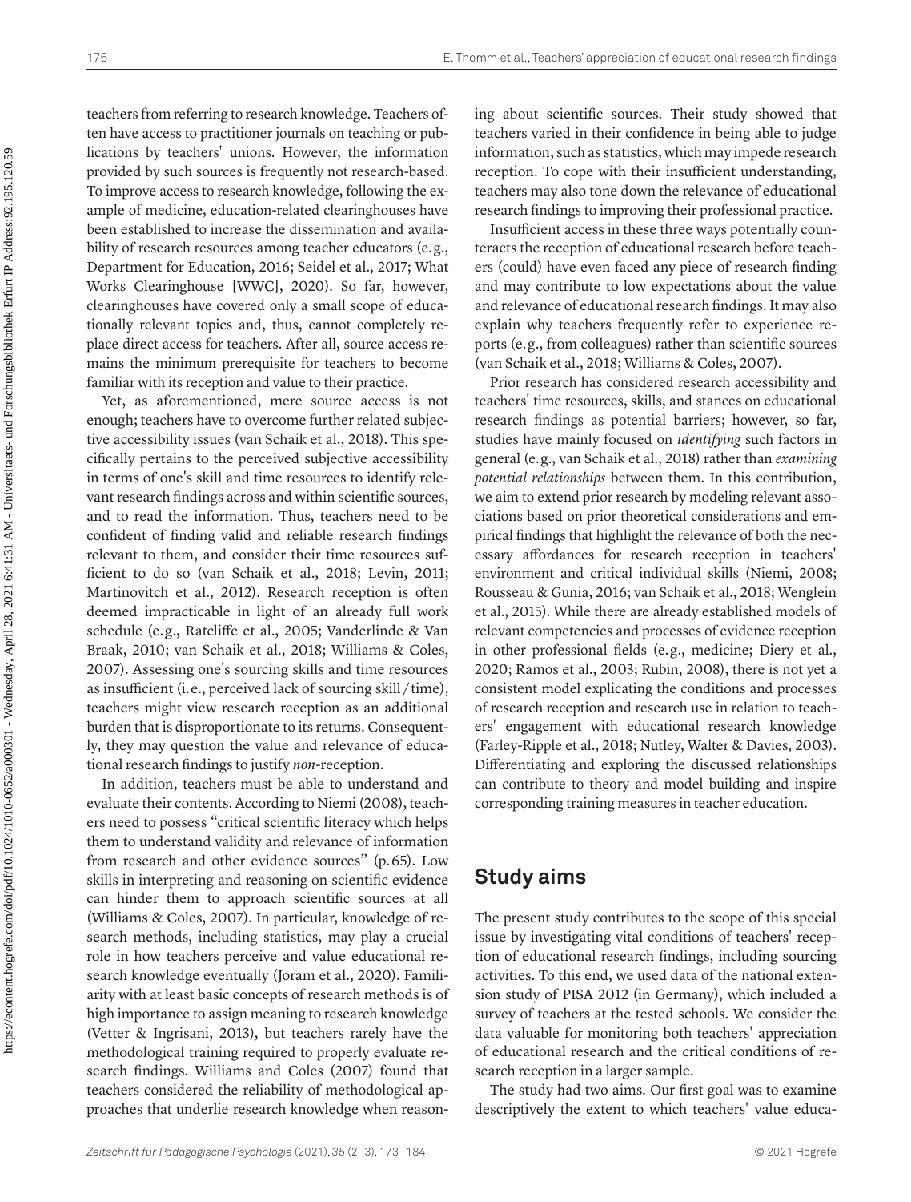teachers from referring to research knowledge. Teachers often have access to practitioner journals on teaching or publications by teachers' unions. However, the information provided by such sources is frequently not research-based. To improve access to research knowledge, following the example of medicine, education-related clearinghouses have been established to increase the dissemination and availability of research resources among teacher educators (e.g., Department for Education, 2016; Seidel et al., 2017; What Works Clearinghouse [WWC], 2020). So far, however, clearinghouses have covered only a small scope of educationally relevant topics and, thus, cannot completely replace direct access for teachers. After all, source access remains the minimum prerequisite for teachers to become familiar with its reception and value to their practice.

Yet, as aforementioned, mere source access is not enough; teachers have to overcome further related subjective accessibility issues (van Schaik et al., 2018). This specifically pertains to the perceived subjective accessibility in terms of one's skill and time resources to identify relevant research findings across and within scientific sources, and to read the information. Thus, teachers need to be confident of finding valid and reliable research findings relevant to them, and consider their time resources sufficient to do so (van Schaik et al., 2018; Levin, 2011; Martinovitch et al., 2012). Research reception is often deemed impracticable in light of an already full work schedule (e.g., Ratcliffe et al., 2005; Vanderlinde & Van Braak, 2010; van Schaik et al., 2018; Williams & Coles, 2007). Assessing one's sourcing skills and time resources as insufficient (i.e., perceived lack of sourcing skill / time), teachers might view research reception as an additional burden that is disproportionate to its returns. Consequently, they may question the value and relevance of educational research findings to justify *non*-reception.

In addition, teachers must be able to understand and evaluate their contents. According to Niemi (2008), teachers need to possess "critical scientific literacy which helps them to understand validity and relevance of information from research and other evidence sources" (p. 65). Low skills in interpreting and reasoning on scientific evidence can hinder them to approach scientific sources at all (Williams & Coles, 2007). In particular, knowledge of research methods, including statistics, may play a crucial role in how teachers perceive and value educational research knowledge eventually (Joram et al., 2020). Familiarity with at least basic concepts of research methods is of high importance to assign meaning to research knowledge (Vetter & Ingrisani, 2013), but teachers rarely have the methodological training required to properly evaluate research findings. Williams and Coles (2007) found that teachers considered the reliability of methodological approaches that underlie research knowledge when reasoning about scientific sources. Their study showed that teachers varied in their confidence in being able to judge information, such as statistics, which may impede research reception. To cope with their insufficient understanding, teachers may also tone down the relevance of educational research findings to improving their professional practice.

Insufficient access in these three ways potentially counteracts the reception of educational research before teachers (could) have even faced any piece of research finding and may contribute to low expectations about the value and relevance of educational research findings. It may also explain why teachers frequently refer to experience reports (e.g., from colleagues) rather than scientific sources (van Schaik et al., 2018; Williams & Coles, 2007).

Prior research has considered research accessibility and teachers' time resources, skills, and stances on educational research findings as potential barriers; however, so far, studies have mainly focused on *identifying* such factors in general (e.g., van Schaik et al., 2018) rather than *examining potential relationships* between them. In this contribution, we aim to extend prior research by modeling relevant associations based on prior theoretical considerations and empirical findings that highlight the relevance of both the necessary affordances for research reception in teachers' environment and critical individual skills (Niemi, 2008; Rousseau & Gunia, 2016; van Schaik et al., 2018; Wenglein et al., 2015). While there are already established models of relevant competencies and processes of evidence reception in other professional fields (e.g., medicine; Diery et al., 2020; Ramos et al., 2003; Rubin, 2008), there is not yet a consistent model explicating the conditions and processes of research reception and research use in relation to teachers' engagement with educational research knowledge (Farley-Ripple et al., 2018; Nutley, Walter & Davies, 2003). Differentiating and exploring the discussed relationships can contribute to theory and model building and inspire corresponding training measures in teacher education.

## Study aims

The present study contributes to the scope of this special issue by investigating vital conditions of teachers' reception of educational research findings, including sourcing activities. To this end, we used data of the national extension study of PISA 2012 (in Germany), which included a survey of teachers at the tested schools. We consider the data valuable for monitoring both teachers' appreciation of educational research and the critical conditions of research reception in a larger sample.

The study had two aims. Our first goal was to examine descriptively the extent to which teachers' value educa-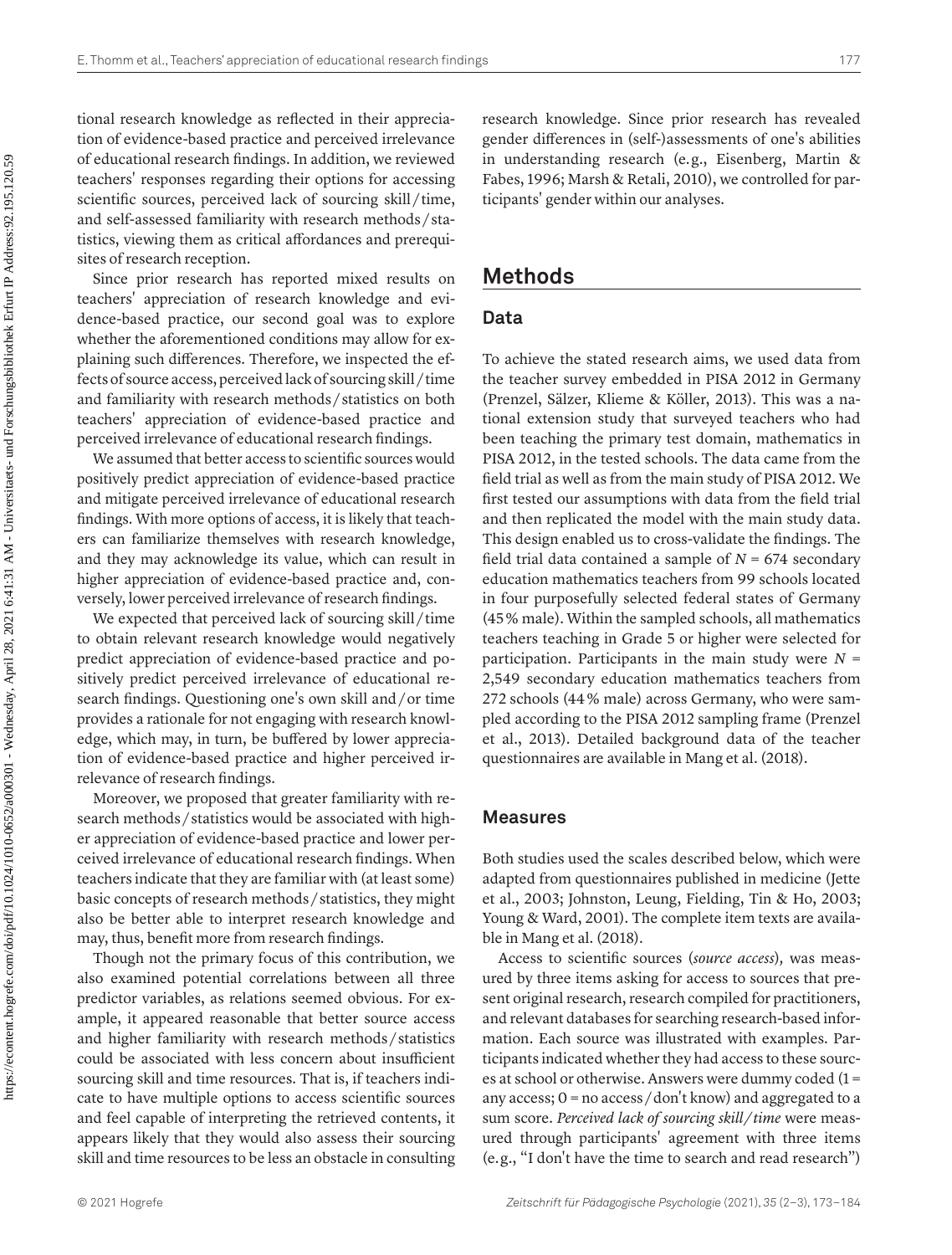tional research knowledge as reflected in their appreciation of evidence-based practice and perceived irrelevance of educational research findings. In addition, we reviewed teachers' responses regarding their options for accessing scientific sources, perceived lack of sourcing skill / time, and self-assessed familiarity with research methods / statistics, viewing them as critical affordances and prerequisites of research reception.

Since prior research has reported mixed results on teachers' appreciation of research knowledge and evidence-based practice, our second goal was to explore whether the aforementioned conditions may allow for explaining such differences. Therefore, we inspected the effects of source access, perceived lack of sourcing skill / time and familiarity with research methods / statistics on both teachers' appreciation of evidence-based practice and perceived irrelevance of educational research findings.

We assumed that better access to scientific sources would positively predict appreciation of evidence-based practice and mitigate perceived irrelevance of educational research findings. With more options of access, it is likely that teachers can familiarize themselves with research knowledge, and they may acknowledge its value, which can result in higher appreciation of evidence-based practice and, conversely, lower perceived irrelevance of research findings.

We expected that perceived lack of sourcing skill / time to obtain relevant research knowledge would negatively predict appreciation of evidence-based practice and positively predict perceived irrelevance of educational research findings. Questioning one's own skill and / or time provides a rationale for not engaging with research knowledge, which may, in turn, be buffered by lower appreciation of evidence-based practice and higher perceived irrelevance of research findings.

Moreover, we proposed that greater familiarity with research methods / statistics would be associated with higher appreciation of evidence-based practice and lower perceived irrelevance of educational research findings. When teachers indicate that they are familiar with (at least some) basic concepts of research methods / statistics, they might also be better able to interpret research knowledge and may, thus, benefit more from research findings.

Though not the primary focus of this contribution, we also examined potential correlations between all three predictor variables, as relations seemed obvious. For example, it appeared reasonable that better source access and higher familiarity with research methods / statistics could be associated with less concern about insufficient sourcing skill and time resources. That is, if teachers indicate to have multiple options to access scientific sources and feel capable of interpreting the retrieved contents, it appears likely that they would also assess their sourcing skill and time resources to be less an obstacle in consulting research knowledge. Since prior research has revealed gender differences in (self-)assessments of one's abilities in understanding research (e.g., Eisenberg, Martin & Fabes, 1996; Marsh & Retali, 2010), we controlled for participants' gender within our analyses.

## Methods

### Data

To achieve the stated research aims, we used data from the teacher survey embedded in PISA 2012 in Germany (Prenzel, Sälzer, Klieme & Köller, 2013). This was a national extension study that surveyed teachers who had been teaching the primary test domain, mathematics in PISA 2012, in the tested schools. The data came from the field trial as well as from the main study of PISA 2012. We first tested our assumptions with data from the field trial and then replicated the model with the main study data. This design enabled us to cross-validate the findings. The field trial data contained a sample of $N$ = 674 secondary education mathematics teachers from 99 schools located in four purposefully selected federal states of Germany (45 % male). Within the sampled schools, all mathematics teachers teaching in Grade 5 or higher were selected for participation. Participants in the main study were $N$ = 2,549 secondary education mathematics teachers from 272 schools (44 % male) across Germany, who were sampled according to the PISA 2012 sampling frame (Prenzel et al., 2013). Detailed background data of the teacher questionnaires are available in Mang et al. (2018).

### Measures

Both studies used the scales described below, which were adapted from questionnaires published in medicine (Jette et al., 2003; Johnston, Leung, Fielding, Tin & Ho, 2003; Young & Ward, 2001). The complete item texts are available in Mang et al. (2018).

Access to scientific sources (*source access*), was measured by three items asking for access to sources that present original research, research compiled for practitioners, and relevant databases for searching research-based information. Each source was illustrated with examples. Participants indicated whether they had access to these sources at school or otherwise. Answers were dummy coded (1 = any access; 0 = no access / don't know) and aggregated to a sum score. *Perceived lack of sourcing skill / time* were measured through participants' agreement with three items (e.g., "I don't have the time to search and read research")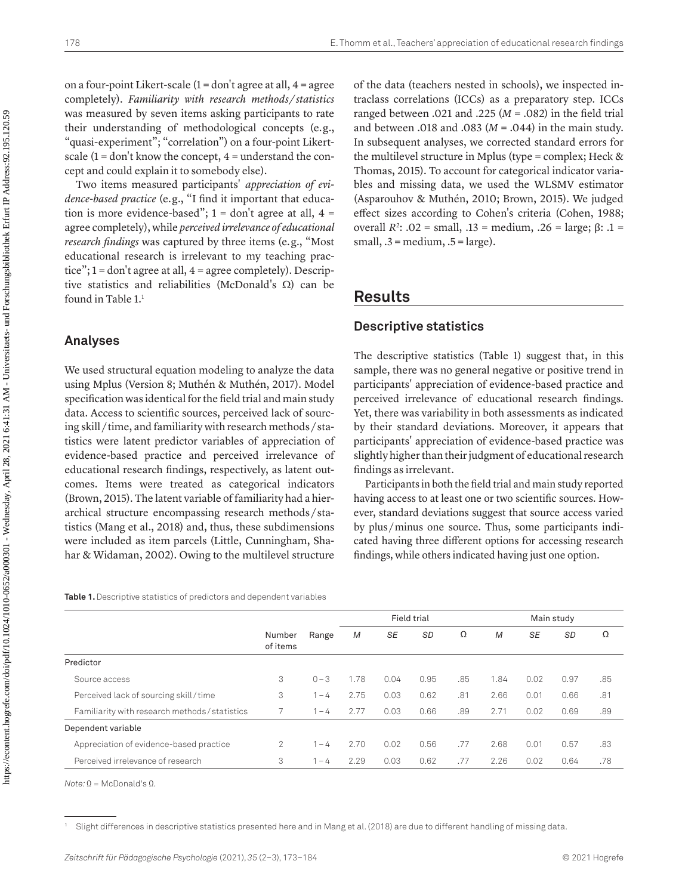on a four-point Likert-scale (1 = don't agree at all, 4 = agree completely). *Familiarity with research methods/statistics* was measured by seven items asking participants to rate their understanding of methodological concepts (e.g., "quasi-experiment"; "correlation") on a four-point Likert-scale (1 = don't know the concept, 4 = understand the concept and could explain it to somebody else).

Two items measured participants' *appreciation of evidence-based practice* (e.g., "I find it important that education is more evidence-based"; 1 = don't agree at all, 4 = agree completely), while *perceived irrelevance of educational research findings* was captured by three items (e.g., "Most educational research is irrelevant to my teaching practice"; 1 = don't agree at all, 4 = agree completely). Descriptive statistics and reliabilities (McDonald's Ω) can be found in Table 1.[1]

## Analyses

We used structural equation modeling to analyze the data using Mplus (Version 8; Muthén & Muthén, 2017). Model specification was identical for the field trial and main study data. Access to scientific sources, perceived lack of sourcing skill/time, and familiarity with research methods/statistics were latent predictor variables of appreciation of evidence-based practice and perceived irrelevance of educational research findings, respectively, as latent outcomes. Items were treated as categorical indicators (Brown, 2015). The latent variable of familiarity had a hierarchical structure encompassing research methods/statistics (Mang et al., 2018) and, thus, these subdimensions were included as item parcels (Little, Cunningham, Shahar & Widaman, 2002). Owing to the multilevel structure of the data (teachers nested in schools), we inspected intraclass correlations (ICCs) as a preparatory step. ICCs ranged between .021 and .225 ($M$ = .082) in the field trial and between .018 and .083 ($M$ = .044) in the main study. In subsequent analyses, we corrected standard errors for the multilevel structure in Mplus (type = complex; Heck & Thomas, 2015). To account for categorical indicator variables and missing data, we used the WLSMV estimator (Asparouhov & Muthén, 2010; Brown, 2015). We judged effect sizes according to Cohen's criteria (Cohen, 1988; overall $R^2$: .02 = small, .13 = medium, .26 = large; β: .1 = small, .3 = medium, .5 = large).

# Results

## Descriptive statistics

The descriptive statistics (Table 1) suggest that, in this sample, there was no general negative or positive trend in participants' appreciation of evidence-based practice and perceived irrelevance of educational research findings. Yet, there was variability in both assessments as indicated by their standard deviations. Moreover, it appears that participants' appreciation of evidence-based practice was slightly higher than their judgment of educational research findings as irrelevant.

Participants in both the field trial and main study reported having access to at least one or two scientific sources. However, standard deviations suggest that source access varied by plus/minus one source. Thus, some participants indicated having three different options for accessing research findings, while others indicated having just one option.

**Table 1.** Descriptive statistics of predictors and dependent variables

| | Number of items | Range | Field trial | | | | Main study | | | |
|---|---|---|---|---|---|---|---|---|---|---|
| | | | *M* | *SE* | *SD* | Ω | *M* | *SE* | *SD* | Ω |
| Predictor | | | | | | | | | | |
| Source access | 3 | 0–3 | 1.78 | 0.04 | 0.95 | .85 | 1.84 | 0.02 | 0.97 | .85 |
| Perceived lack of sourcing skill/time | 3 | 1–4 | 2.75 | 0.03 | 0.62 | .81 | 2.66 | 0.01 | 0.66 | .81 |
| Familiarity with research methods/statistics | 7 | 1–4 | 2.77 | 0.03 | 0.66 | .89 | 2.71 | 0.02 | 0.69 | .89 |
| Dependent variable | | | | | | | | | | |
| Appreciation of evidence-based practice | 2 | 1–4 | 2.70 | 0.02 | 0.56 | .77 | 2.68 | 0.01 | 0.57 | .83 |
| Perceived irrelevance of research | 3 | 1–4 | 2.29 | 0.03 | 0.62 | .77 | 2.26 | 0.02 | 0.64 | .78 |

*Note:* Ω = McDonald's Ω.

[1] Slight differences in descriptive statistics presented here and in Mang et al. (2018) are due to different handling of missing data.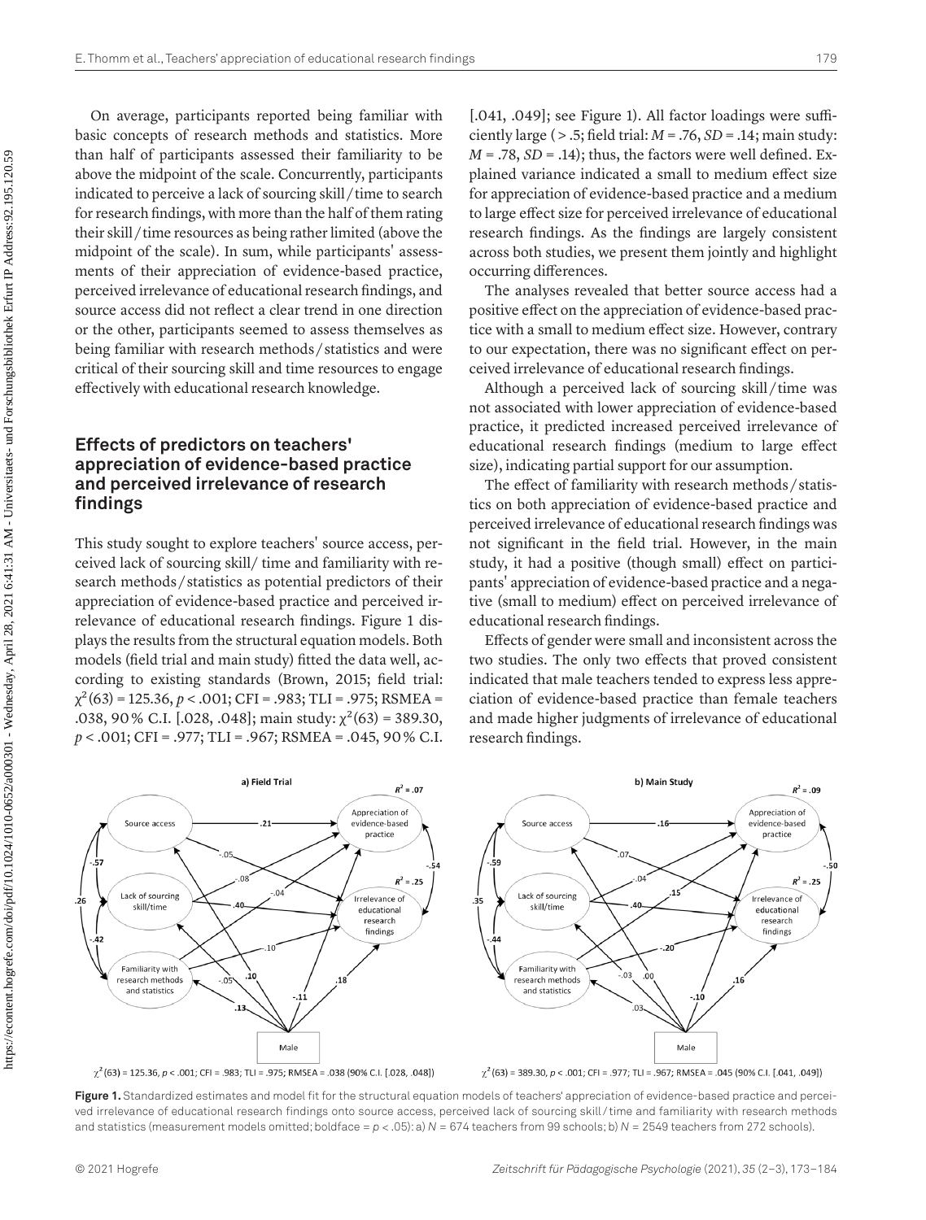On average, participants reported being familiar with basic concepts of research methods and statistics. More than half of participants assessed their familiarity to be above the midpoint of the scale. Concurrently, participants indicated to perceive a lack of sourcing skill / time to search for research findings, with more than the half of them rating their skill / time resources as being rather limited (above the midpoint of the scale). In sum, while participants' assessments of their appreciation of evidence-based practice, perceived irrelevance of educational research findings, and source access did not reflect a clear trend in one direction or the other, participants seemed to assess themselves as being familiar with research methods / statistics and were critical of their sourcing skill and time resources to engage effectively with educational research knowledge.

## Effects of predictors on teachers' appreciation of evidence-based practice and perceived irrelevance of research findings

This study sought to explore teachers' source access, perceived lack of sourcing skill/ time and familiarity with research methods / statistics as potential predictors of their appreciation of evidence-based practice and perceived irrelevance of educational research findings. Figure 1 displays the results from the structural equation models. Both models (field trial and main study) fitted the data well, according to existing standards (Brown, 2015; field trial: $\chi^2(63) = 125.36$, $p < .001$; CFI = .983; TLI = .975; RSMEA = .038, 90 % C.I. [.028, .048]; main study: $\chi^2(63) = 389.30$, $p < .001$; CFI = .977; TLI = .967; RSMEA = .045, 90 % C.I. [.041, .049]; see Figure 1). All factor loadings were sufficiently large ( > .5; field trial: $M = .76$, $SD = .14$; main study: $M = .78$, $SD = .14$); thus, the factors were well defined. Explained variance indicated a small to medium effect size for appreciation of evidence-based practice and a medium to large effect size for perceived irrelevance of educational research findings. As the findings are largely consistent across both studies, we present them jointly and highlight occurring differences.

The analyses revealed that better source access had a positive effect on the appreciation of evidence-based practice with a small to medium effect size. However, contrary to our expectation, there was no significant effect on perceived irrelevance of educational research findings.

Although a perceived lack of sourcing skill / time was not associated with lower appreciation of evidence-based practice, it predicted increased perceived irrelevance of educational research findings (medium to large effect size), indicating partial support for our assumption.

The effect of familiarity with research methods / statistics on both appreciation of evidence-based practice and perceived irrelevance of educational research findings was not significant in the field trial. However, in the main study, it had a positive (though small) effect on participants' appreciation of evidence-based practice and a negative (small to medium) effect on perceived irrelevance of educational research findings.

Effects of gender were small and inconsistent across the two studies. The only two effects that proved consistent indicated that male teachers tended to express less appreciation of evidence-based practice than female teachers and made higher judgments of irrelevance of educational research findings.

**Figure 1.** Standardized estimates and model fit for the structural equation models of teachers' appreciation of evidence-based practice and perceived irrelevance of educational research findings onto source access, perceived lack of sourcing skill / time and familiarity with research methods and statistics (measurement models omitted; boldface = $p < .05$): a) $N = 674$ teachers from 99 schools; b) $N = 2549$ teachers from 272 schools).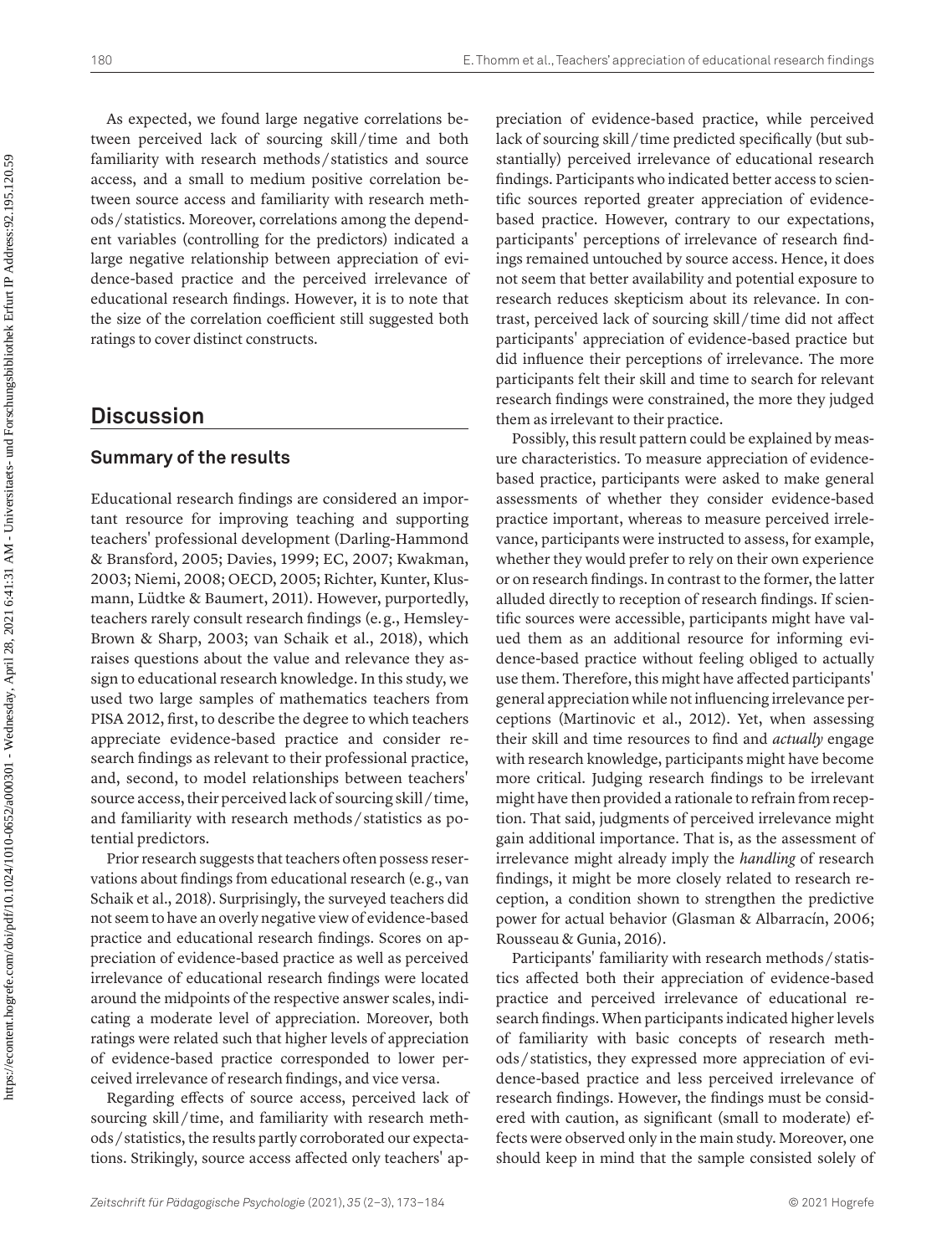As expected, we found large negative correlations between perceived lack of sourcing skill / time and both familiarity with research methods / statistics and source access, and a small to medium positive correlation between source access and familiarity with research methods / statistics. Moreover, correlations among the dependent variables (controlling for the predictors) indicated a large negative relationship between appreciation of evidence-based practice and the perceived irrelevance of educational research findings. However, it is to note that the size of the correlation coefficient still suggested both ratings to cover distinct constructs.

## Discussion

### Summary of the results

Educational research findings are considered an important resource for improving teaching and supporting teachers' professional development (Darling-Hammond & Bransford, 2005; Davies, 1999; EC, 2007; Kwakman, 2003; Niemi, 2008; OECD, 2005; Richter, Kunter, Klusmann, Lüdtke & Baumert, 2011). However, purportedly, teachers rarely consult research findings (e.g., Hemsley-Brown & Sharp, 2003; van Schaik et al., 2018), which raises questions about the value and relevance they assign to educational research knowledge. In this study, we used two large samples of mathematics teachers from PISA 2012, first, to describe the degree to which teachers appreciate evidence-based practice and consider research findings as relevant to their professional practice, and, second, to model relationships between teachers' source access, their perceived lack of sourcing skill / time, and familiarity with research methods / statistics as potential predictors.

Prior research suggests that teachers often possess reservations about findings from educational research (e.g., van Schaik et al., 2018). Surprisingly, the surveyed teachers did not seem to have an overly negative view of evidence-based practice and educational research findings. Scores on appreciation of evidence-based practice as well as perceived irrelevance of educational research findings were located around the midpoints of the respective answer scales, indicating a moderate level of appreciation. Moreover, both ratings were related such that higher levels of appreciation of evidence-based practice corresponded to lower perceived irrelevance of research findings, and vice versa.

Regarding effects of source access, perceived lack of sourcing skill / time, and familiarity with research methods / statistics, the results partly corroborated our expectations. Strikingly, source access affected only teachers' appreciation of evidence-based practice, while perceived lack of sourcing skill / time predicted specifically (but substantially) perceived irrelevance of educational research findings. Participants who indicated better access to scientific sources reported greater appreciation of evidence-based practice. However, contrary to our expectations, participants' perceptions of irrelevance of research findings remained untouched by source access. Hence, it does not seem that better availability and potential exposure to research reduces skepticism about its relevance. In contrast, perceived lack of sourcing skill / time did not affect participants' appreciation of evidence-based practice but did influence their perceptions of irrelevance. The more participants felt their skill and time to search for relevant research findings were constrained, the more they judged them as irrelevant to their practice.

Possibly, this result pattern could be explained by measure characteristics. To measure appreciation of evidence-based practice, participants were asked to make general assessments of whether they consider evidence-based practice important, whereas to measure perceived irrelevance, participants were instructed to assess, for example, whether they would prefer to rely on their own experience or on research findings. In contrast to the former, the latter alluded directly to reception of research findings. If scientific sources were accessible, participants might have valued them as an additional resource for informing evidence-based practice without feeling obliged to actually use them. Therefore, this might have affected participants' general appreciation while not influencing irrelevance perceptions (Martinovic et al., 2012). Yet, when assessing their skill and time resources to find and *actually* engage with research knowledge, participants might have become more critical. Judging research findings to be irrelevant might have then provided a rationale to refrain from reception. That said, judgments of perceived irrelevance might gain additional importance. That is, as the assessment of irrelevance might already imply the *handling* of research findings, it might be more closely related to research reception, a condition shown to strengthen the predictive power for actual behavior (Glasman & Albarracín, 2006; Rousseau & Gunia, 2016).

Participants' familiarity with research methods / statistics affected both their appreciation of evidence-based practice and perceived irrelevance of educational research findings. When participants indicated higher levels of familiarity with basic concepts of research methods / statistics, they expressed more appreciation of evidence-based practice and less perceived irrelevance of research findings. However, the findings must be considered with caution, as significant (small to moderate) effects were observed only in the main study. Moreover, one should keep in mind that the sample consisted solely of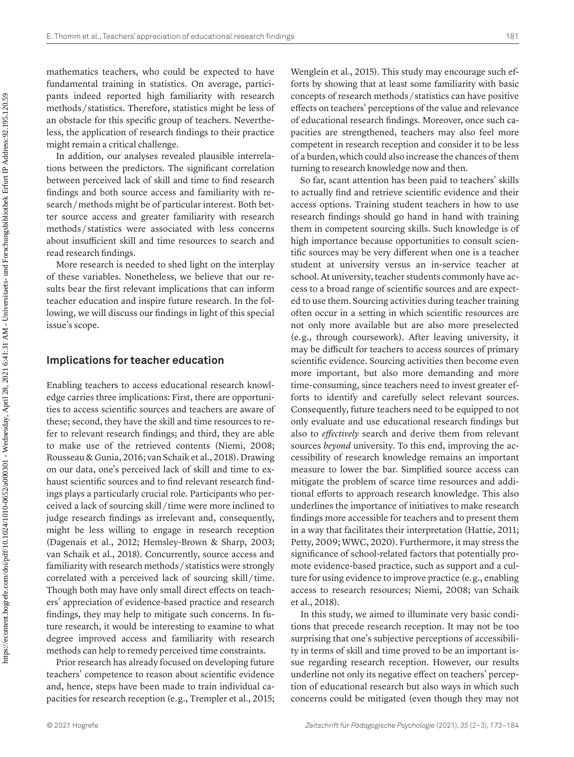mathematics teachers, who could be expected to have fundamental training in statistics. On average, participants indeed reported high familiarity with research methods/statistics. Therefore, statistics might be less of an obstacle for this specific group of teachers. Nevertheless, the application of research findings to their practice might remain a critical challenge.

In addition, our analyses revealed plausible interrelations between the predictors. The significant correlation between perceived lack of skill and time to find research findings and both source access and familiarity with research/methods might be of particular interest. Both better source access and greater familiarity with research methods/statistics were associated with less concerns about insufficient skill and time resources to search and read research findings.

More research is needed to shed light on the interplay of these variables. Nonetheless, we believe that our results bear the first relevant implications that can inform teacher education and inspire future research. In the following, we will discuss our findings in light of this special issue's scope.

## Implications for teacher education

Enabling teachers to access educational research knowledge carries three implications: First, there are opportunities to access scientific sources and teachers are aware of these; second, they have the skill and time resources to refer to relevant research findings; and third, they are able to make use of the retrieved contents (Niemi, 2008; Rousseau & Gunia, 2016; van Schaik et al., 2018). Drawing on our data, one's perceived lack of skill and time to exhaust scientific sources and to find relevant research findings plays a particularly crucial role. Participants who perceived a lack of sourcing skill/time were more inclined to judge research findings as irrelevant and, consequently, might be less willing to engage in research reception (Dagenais et al., 2012; Hemsley-Brown & Sharp, 2003; van Schaik et al., 2018). Concurrently, source access and familiarity with research methods/statistics were strongly correlated with a perceived lack of sourcing skill/time. Though both may have only small direct effects on teachers' appreciation of evidence-based practice and research findings, they may help to mitigate such concerns. In future research, it would be interesting to examine to what degree improved access and familiarity with research methods can help to remedy perceived time constraints.

Prior research has already focused on developing future teachers' competence to reason about scientific evidence and, hence, steps have been made to train individual capacities for research reception (e.g., Trempler et al., 2015; Wenglein et al., 2015). This study may encourage such efforts by showing that at least some familiarity with basic concepts of research methods/statistics can have positive effects on teachers' perceptions of the value and relevance of educational research findings. Moreover, once such capacities are strengthened, teachers may also feel more competent in research reception and consider it to be less of a burden, which could also increase the chances of them turning to research knowledge now and then.

So far, scant attention has been paid to teachers' skills to actually find and retrieve scientific evidence and their access options. Training student teachers in how to use research findings should go hand in hand with training them in competent sourcing skills. Such knowledge is of high importance because opportunities to consult scientific sources may be very different when one is a teacher student at university versus an in-service teacher at school. At university, teacher students commonly have access to a broad range of scientific sources and are expected to use them. Sourcing activities during teacher training often occur in a setting in which scientific resources are not only more available but are also more preselected (e.g., through coursework). After leaving university, it may be difficult for teachers to access sources of primary scientific evidence. Sourcing activities then become even more important, but also more demanding and more time-consuming, since teachers need to invest greater efforts to identify and carefully select relevant sources. Consequently, future teachers need to be equipped to not only evaluate and use educational research findings but also to *effectively* search and derive them from relevant sources *beyond* university. To this end, improving the accessibility of research knowledge remains an important measure to lower the bar. Simplified source access can mitigate the problem of scarce time resources and additional efforts to approach research knowledge. This also underlines the importance of initiatives to make research findings more accessible for teachers and to present them in a way that facilitates their interpretation (Hattie, 2011; Petty, 2009; WWC, 2020). Furthermore, it may stress the significance of school-related factors that potentially promote evidence-based practice, such as support and a culture for using evidence to improve practice (e.g., enabling access to research resources; Niemi, 2008; van Schaik et al., 2018).

In this study, we aimed to illuminate very basic conditions that precede research reception. It may not be too surprising that one's subjective perceptions of accessibility in terms of skill and time proved to be an important issue regarding research reception. However, our results underline not only its negative effect on teachers' perception of educational research but also ways in which such concerns could be mitigated (even though they may not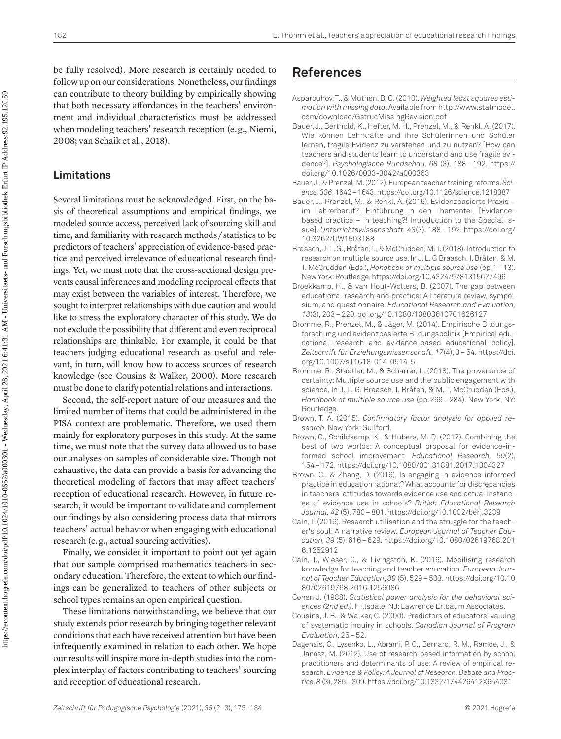be fully resolved). More research is certainly needed to follow up on our considerations. Nonetheless, our findings can contribute to theory building by empirically showing that both necessary affordances in the teachers' environment and individual characteristics must be addressed when modeling teachers' research reception (e.g., Niemi, 2008; van Schaik et al., 2018).

### Limitations

Several limitations must be acknowledged. First, on the basis of theoretical assumptions and empirical findings, we modeled source access, perceived lack of sourcing skill and time, and familiarity with research methods / statistics to be predictors of teachers' appreciation of evidence-based practice and perceived irrelevance of educational research findings. Yet, we must note that the cross-sectional design prevents causal inferences and modeling reciprocal effects that may exist between the variables of interest. Therefore, we sought to interpret relationships with due caution and would like to stress the exploratory character of this study. We do not exclude the possibility that different and even reciprocal relationships are thinkable. For example, it could be that teachers judging educational research as useful and relevant, in turn, will know how to access sources of research knowledge (see Cousins & Walker, 2000). More research must be done to clarify potential relations and interactions.

Second, the self-report nature of our measures and the limited number of items that could be administered in the PISA context are problematic. Therefore, we used them mainly for exploratory purposes in this study. At the same time, we must note that the survey data allowed us to base our analyses on samples of considerable size. Though not exhaustive, the data can provide a basis for advancing the theoretical modeling of factors that may affect teachers' reception of educational research. However, in future research, it would be important to validate and complement our findings by also considering process data that mirrors teachers' actual behavior when engaging with educational research (e.g., actual sourcing activities).

Finally, we consider it important to point out yet again that our sample comprised mathematics teachers in secondary education. Therefore, the extent to which our findings can be generalized to teachers of other subjects or school types remains an open empirical question.

These limitations notwithstanding, we believe that our study extends prior research by bringing together relevant conditions that each have received attention but have been infrequently examined in relation to each other. We hope our results will inspire more in-depth studies into the complex interplay of factors contributing to teachers' sourcing and reception of educational research.

## References

Asparouhov, T., & Muthén, B. O. (2010). *Weighted least squares estimation with missing data*. Available from http://www.statmodel.com/download/GstrucMissingRevision.pdf

Bauer, J., Berthold, K., Hefter, M. H., Prenzel, M., & Renkl, A. (2017). Wie können Lehrkräfte und ihre Schülerinnen und Schüler lernen, fragile Evidenz zu verstehen und zu nutzen? [How can teachers and students learn to understand and use fragile evidence?]. *Psychologische Rundschau, 68* (3), 188 – 192. https://doi.org/10.1026/0033-3042/a000363

Bauer, J., & Prenzel, M. (2012). European teacher training reforms. *Science, 336*, 1642 – 1643. https://doi.org/10.1126/science.1218387

Bauer, J., Prenzel, M., & Renkl, A. (2015). Evidenzbasierte Praxis – im Lehrerberuf?! Einführung in den Thementeil [Evidence-based practice – In teaching?! Introduction to the Special Issue]. *Unterrichtswissenschaft, 43*(3), 188 – 192. https://doi.org/10.3262/UW1503188

Braasch, J. L. G., Bråten, I., & McCrudden, M. T. (2018). Introduction to research on multiple source use. In J. L. G Braasch, I. Bråten, & M. T. McCrudden (Eds.), *Handbook of multiple source use* (pp. 1 – 13). New York: Routledge. https://doi.org/10.4324/9781315627496

Broekkamp, H., & van Hout-Wolters, B. (2007). The gap between educational research and practice: A literature review, symposium, and questionnaire. *Educational Research and Evaluation, 13*(3), 203 – 220. doi.org/10.1080/13803610701626127

Bromme, R., Prenzel, M., & Jäger, M. (2014). Empirische Bildungsforschung und evidenzbasierte Bildungspolitik [Empirical educational research and evidence-based educational policy]. *Zeitschrift für Erziehungswissenschaft, 17*(4), 3 – 54. https://doi.org/10.1007/s11618-014-0514-5

Bromme, R., Stadtler, M., & Scharrer, L. (2018). The provenance of certainty: Multiple source use and the public engagement with science. In J. L. G. Braasch, I. Bråten, & M. T. McCrudden (Eds.), *Handbook of multiple source use* (pp. 269 – 284). New York, NY: Routledge.

Brown, T. A. (2015). *Confirmatory factor analysis for applied research*. New York: Guilford.

Brown, C., Schildkamp, K., & Hubers, M. D. (2017). Combining the best of two worlds: A conceptual proposal for evidence-informed school improvement. *Educational Research, 59*(2), 154 – 172. https://doi.org/10.1080/00131881.2017.1304327

Brown, C., & Zhang, D. (2016). Is engaging in evidence-informed practice in education rational? What accounts for discrepancies in teachers' attitudes towards evidence use and actual instances of evidence use in schools? *British Educational Research Journal, 42* (5), 780 – 801. https://doi.org/10.1002/berj.3239

Cain, T. (2016). Research utilisation and the struggle for the teacher's soul: A narrative review. *European Journal of Teacher Education, 39* (5), 616 – 629. https://doi.org/10.1080/02619768.2016.1252912

Cain, T., Wieser, C., & Livingston, K. (2016). Mobilising research knowledge for teaching and teacher education. *European Journal of Teacher Education*, *39* (5), 529 – 533. https://doi.org/10.1080/02619768.2016.1256086

Cohen J. (1988). *Statistical power analysis for the behavioral sciences (2nd ed.)*. Hillsdale, NJ: Lawrence Erlbaum Associates.

Cousins, J. B., & Walker, C. (2000). Predictors of educators' valuing of systematic inquiry in schools. *Canadian Journal of Program Evaluation*, 25 – 52.

Dagenais, C., Lysenko, L., Abrami, P. C., Bernard, R. M., Ramde, J., & Janosz, M. (2012). Use of research-based information by school practitioners and determinants of use: A review of empirical research. *Evidence & Policy: A Journal of Research, Debate and Practice, 8* (3), 285 – 309. https://doi.org/10.1332/174426412X654031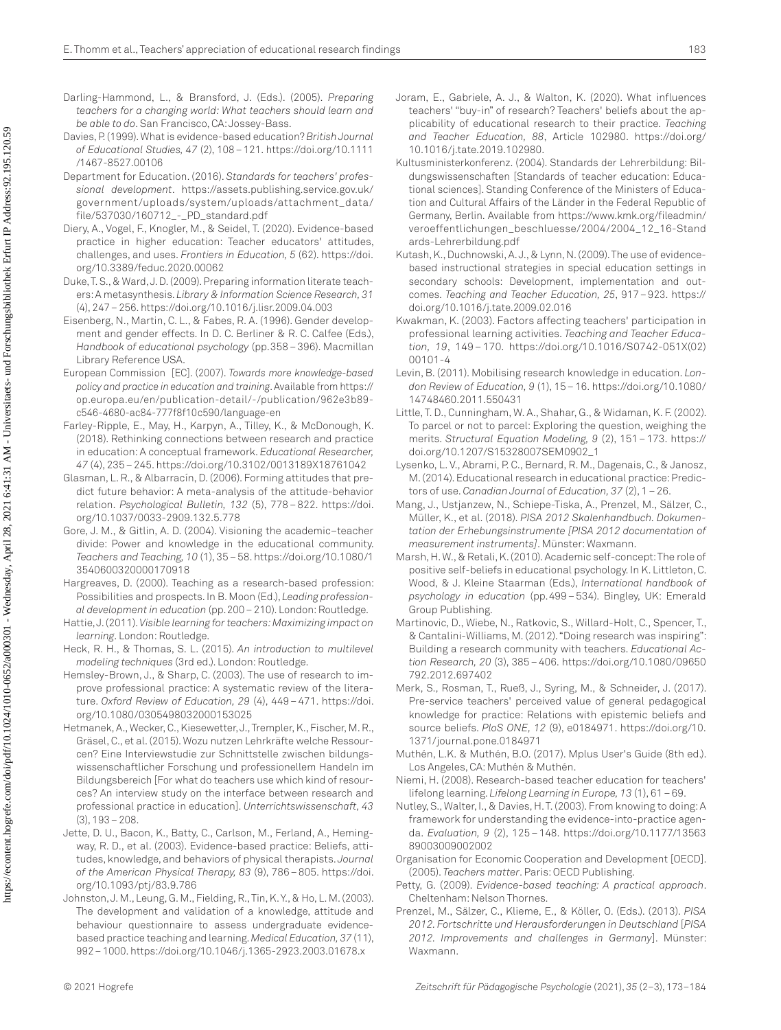Darling-Hammond, L., & Bransford, J. (Eds.). (2005). *Preparing teachers for a changing world: What teachers should learn and be able to do*. San Francisco, CA: Jossey-Bass.

Davies, P. (1999). What is evidence-based education? *British Journal of Educational Studies, 47* (2), 108 – 121. https://doi.org/10.1111/1467-8527.00106

Department for Education. (2016). *Standards for teachers' professional development*. https://assets.publishing.service.gov.uk/government/uploads/system/uploads/attachment_data/file/537030/160712_-_PD_standard.pdf

Diery, A., Vogel, F., Knogler, M., & Seidel, T. (2020). Evidence-based practice in higher education: Teacher educators' attitudes, challenges, and uses. *Frontiers in Education, 5* (62). https://doi.org/10.3389/feduc.2020.00062

Duke, T. S., & Ward, J. D. (2009). Preparing information literate teachers: A metasynthesis. *Library & Information Science Research, 31* (4), 247 – 256. https://doi.org/10.1016/j.lisr.2009.04.003

Eisenberg, N., Martin, C. L., & Fabes, R. A. (1996). Gender development and gender effects. In D. C. Berliner & R. C. Calfee (Eds.), *Handbook of educational psychology* (pp. 358 – 396). Macmillan Library Reference USA.

European Commission [EC]. (2007). *Towards more knowledge-based policy and practice in education and training*. Available from https://op.europa.eu/en/publication-detail/-/publication/962e3b89-c546-4680-ac84-777f8f10c590/language-en

Farley-Ripple, E., May, H., Karpyn, A., Tilley, K., & McDonough, K. (2018). Rethinking connections between research and practice in education: A conceptual framework. *Educational Researcher, 47* (4), 235 – 245. https://doi.org/10.3102/0013189X18761042

Glasman, L. R., & Albarracín, D. (2006). Forming attitudes that predict future behavior: A meta-analysis of the attitude-behavior relation. *Psychological Bulletin, 132* (5), 778 – 822. https://doi.org/10.1037/0033-2909.132.5.778

Gore, J. M., & Gitlin, A. D. (2004). Visioning the academic–teacher divide: Power and knowledge in the educational community. *Teachers and Teaching, 10* (1), 35 – 58. https://doi.org/10.1080/13540600320000170918

Hargreaves, D. (2000). Teaching as a research-based profession: Possibilities and prospects. In B. Moon (Ed.), *Leading professional development in education* (pp. 200 – 210). London: Routledge.

Hattie, J. (2011). *Visible learning for teachers: Maximizing impact on learning*. London: Routledge.

Heck, R. H., & Thomas, S. L. (2015). *An introduction to multilevel modeling techniques* (3rd ed.). London: Routledge.

Hemsley-Brown, J., & Sharp, C. (2003). The use of research to improve professional practice: A systematic review of the literature. *Oxford Review of Education, 29* (4), 449 – 471. https://doi.org/10.1080/0305498032000153025

Hetmanek, A., Wecker, C., Kiesewetter, J., Trempler, K., Fischer, M. R., Gräsel, C., et al. (2015). Wozu nutzen Lehrkräfte welche Ressourcen? Eine Interviewstudie zur Schnittstelle zwischen bildungswissenschaftlicher Forschung und professionellem Handeln im Bildungsbereich [For what do teachers use which kind of resources? An interview study on the interface between research and professional practice in education]. *Unterrichtswissenschaft, 43* (3), 193 – 208.

Jette, D. U., Bacon, K., Batty, C., Carlson, M., Ferland, A., Hemingway, R. D., et al. (2003). Evidence-based practice: Beliefs, attitudes, knowledge, and behaviors of physical therapists. *Journal of the American Physical Therapy, 83* (9), 786 – 805. https://doi.org/10.1093/ptj/83.9.786

Johnston, J. M., Leung, G. M., Fielding, R., Tin, K. Y., & Ho, L. M. (2003). The development and validation of a knowledge, attitude and behaviour questionnaire to assess undergraduate evidence-based practice teaching and learning. *Medical Education, 37* (11), 992 – 1000. https://doi.org/10.1046/j.1365-2923.2003.01678.x

Joram, E., Gabriele, A. J., & Walton, K. (2020). What influences teachers' "buy-in" of research? Teachers' beliefs about the applicability of educational research to their practice. *Teaching and Teacher Education, 88*, Article 102980. https://doi.org/10.1016/j.tate.2019.102980.

Kultusministerkonferenz. (2004). Standards der Lehrerbildung: Bildungswissenschaften [Standards of teacher education: Educational sciences]. Standing Conference of the Ministers of Education and Cultural Affairs of the Länder in the Federal Republic of Germany, Berlin. Available from https://www.kmk.org/fileadmin/veroeffentlichungen_beschluesse/2004/2004_12_16-Standards-Lehrerbildung.pdf

Kutash, K., Duchnowski, A. J., & Lynn, N. (2009). The use of evidence-based instructional strategies in special education settings in secondary schools: Development, implementation and outcomes. *Teaching and Teacher Education, 25*, 917 – 923. https://doi.org/10.1016/j.tate.2009.02.016

Kwakman, K. (2003). Factors affecting teachers' participation in professional learning activities. *Teaching and Teacher Education, 19*, 149 – 170. https://doi.org/10.1016/S0742-051X(02)00101-4

Levin, B. (2011). Mobilising research knowledge in education. *London Review of Education, 9* (1), 15 – 16. https://doi.org/10.1080/14748460.2011.550431

Little, T. D., Cunningham, W. A., Shahar, G., & Widaman, K. F. (2002). To parcel or not to parcel: Exploring the question, weighing the merits. *Structural Equation Modeling, 9* (2), 151 – 173. https://doi.org/10.1207/S15328007SEM0902_1

Lysenko, L. V., Abrami, P. C., Bernard, R. M., Dagenais, C., & Janosz, M. (2014). Educational research in educational practice: Predictors of use. *Canadian Journal of Education, 37* (2), 1 – 26.

Mang, J., Ustjanzew, N., Schiepe-Tiska, A., Prenzel, M., Sälzer, C., Müller, K., et al. (2018). *PISA 2012 Skalenhandbuch. Dokumentation der Erhebungsinstrumente [PISA 2012 documentation of measurement instruments]*. Münster: Waxmann.

Marsh, H. W., & Retali, K. (2010). Academic self-concept: The role of positive self-beliefs in educational psychology. In K. Littleton, C. Wood, & J. Kleine Staarman (Eds.), *International handbook of psychology in education* (pp. 499 – 534). Bingley, UK: Emerald Group Publishing.

Martinovic, D., Wiebe, N., Ratkovic, S., Willard-Holt, C., Spencer, T., & Cantalini-Williams, M. (2012). "Doing research was inspiring": Building a research community with teachers. *Educational Action Research, 20* (3), 385 – 406. https://doi.org/10.1080/09650792.2012.697402

Merk, S., Rosman, T., Rueß, J., Syring, M., & Schneider, J. (2017). Pre-service teachers' perceived value of general pedagogical knowledge for practice: Relations with epistemic beliefs and source beliefs. *PloS ONE, 12* (9), e0184971. https://doi.org/10.1371/journal.pone.0184971

Muthén, L.K. & Muthén, B.O. (2017). Mplus User's Guide (8th ed.). Los Angeles, CA: Muthén & Muthén.

Niemi, H. (2008). Research-based teacher education for teachers' lifelong learning. *Lifelong Learning in Europe, 13* (1), 61 – 69.

Nutley, S., Walter, I., & Davies, H. T. (2003). From knowing to doing: A framework for understanding the evidence-into-practice agenda. *Evaluation, 9* (2), 125 – 148. https://doi.org/10.1177/1356389003009002002

Organisation for Economic Cooperation and Development [OECD]. (2005). *Teachers matter*. Paris: OECD Publishing.

Petty, G. (2009). *Evidence-based teaching: A practical approach*. Cheltenham: Nelson Thornes.

Prenzel, M., Sälzer, C., Klieme, E., & Köller, O. (Eds.). (2013). *PISA 2012. Fortschritte und Herausforderungen in Deutschland* [*PISA 2012. Improvements and challenges in Germany*]. Münster: Waxmann.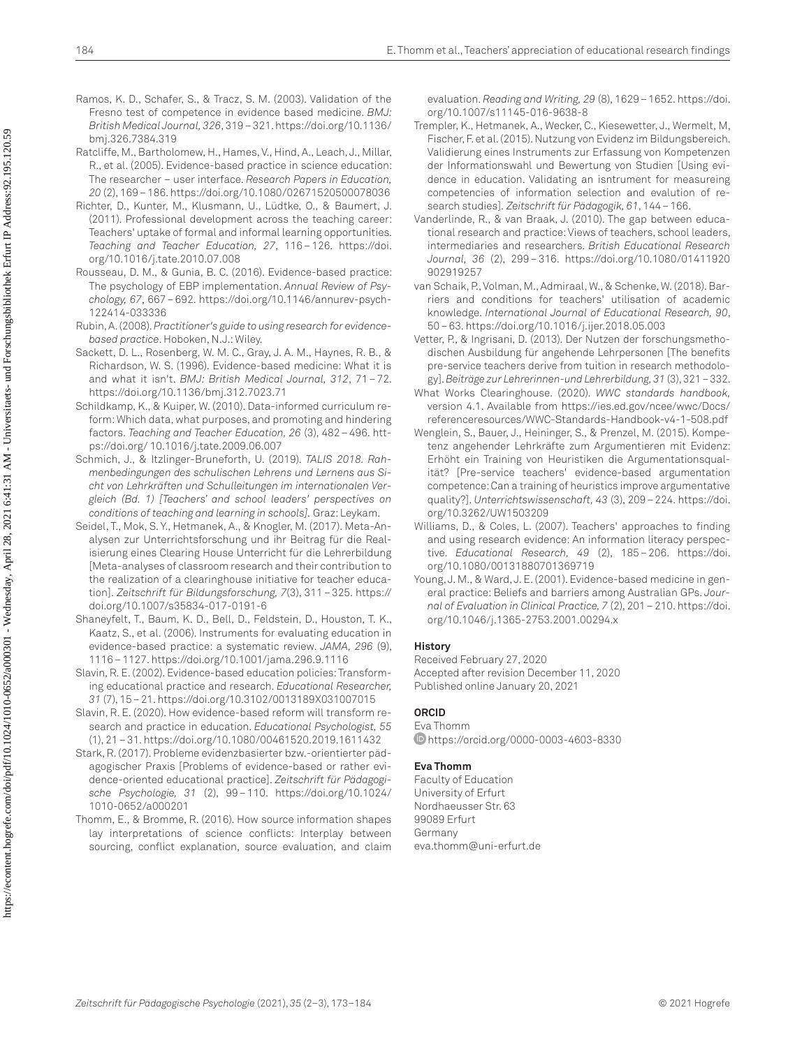Ramos, K. D., Schafer, S., & Tracz, S. M. (2003). Validation of the Fresno test of competence in evidence based medicine. *BMJ: British Medical Journal, 326*, 319 – 321. https://doi.org/10.1136/bmj.326.7384.319

Ratcliffe, M., Bartholomew, H., Hames, V., Hind, A., Leach, J., Millar, R., et al. (2005). Evidence-based practice in science education: The researcher – user interface. *Research Papers in Education, 20* (2), 169 – 186. https://doi.org/10.1080/02671520500078036

Richter, D., Kunter, M., Klusmann, U., Lüdtke, O., & Baumert, J. (2011). Professional development across the teaching career: Teachers' uptake of formal and informal learning opportunities. *Teaching and Teacher Education, 27*, 116 – 126. https://doi.org/10.1016/j.tate.2010.07.008

Rousseau, D. M., & Gunia, B. C. (2016). Evidence-based practice: The psychology of EBP implementation. *Annual Review of Psychology, 67*, 667 – 692. https://doi.org/10.1146/annurev-psych-122414-033336

Rubin, A. (2008). *Practitioner's guide to using research for evidence-based practice*. Hoboken, N.J.: Wiley.

Sackett, D. L., Rosenberg, W. M. C., Gray, J. A. M., Haynes, R. B., & Richardson, W. S. (1996). Evidence-based medicine: What it is and what it isn't. *BMJ: British Medical Journal, 312*, 71 – 72. https://doi.org/10.1136/bmj.312.7023.71

Schildkamp, K., & Kuiper, W. (2010). Data-informed curriculum reform: Which data, what purposes, and promoting and hindering factors. *Teaching and Teacher Education, 26* (3), 482 – 496. https://doi.org/ 10.1016/j.tate.2009.06.007

Schmich, J., & Itzlinger-Bruneforth, U. (2019). *TALIS 2018. Rahmenbedingungen des schulischen Lehrens und Lernens aus Sicht von Lehrkräften und Schulleitungen im internationalen Vergleich (Bd. 1) [Teachers' and school leaders' perspectives on conditions of teaching and learning in schools]*. Graz: Leykam.

Seidel, T., Mok, S. Y., Hetmanek, A., & Knogler, M. (2017). Meta-Analysen zur Unterrichtsforschung und ihr Beitrag für die Realisierung eines Clearing House Unterricht für die Lehrerbildung [Meta-analyses of classroom research and their contribution to the realization of a clearinghouse initiative for teacher education]. *Zeitschrift für Bildungsforschung, 7*(3), 311 – 325. https://doi.org/10.1007/s35834-017-0191-6

Shaneyfelt, T., Baum, K. D., Bell, D., Feldstein, D., Houston, T. K., Kaatz, S., et al. (2006). Instruments for evaluating education in evidence-based practice: a systematic review. *JAMA, 296* (9), 1116 – 1127. https://doi.org/10.1001/jama.296.9.1116

Slavin, R. E. (2002). Evidence-based education policies: Transforming educational practice and research. *Educational Researcher, 31* (7), 15 – 21. https://doi.org/10.3102/0013189X031007015

Slavin, R. E. (2020). How evidence-based reform will transform research and practice in education. *Educational Psychologist, 55* (1), 21 – 31. https://doi.org/10.1080/00461520.2019.1611432

Stark, R. (2017). Probleme evidenzbasierter bzw.-orientierter pädagogischer Praxis [Problems of evidence-based or rather evidence-oriented educational practice]. *Zeitschrift für Pädagogische Psychologie, 31* (2), 99 – 110. https://doi.org/10.1024/1010-0652/a000201

Thomm, E., & Bromme, R. (2016). How source information shapes lay interpretations of science conflicts: Interplay between sourcing, conflict explanation, source evaluation, and claim evaluation. *Reading and Writing, 29* (8), 1629 – 1652. https://doi.org/10.1007/s11145-016-9638-8

Trempler, K., Hetmanek, A., Wecker, C., Kiesewetter, J., Wermelt, M, Fischer, F. et al. (2015). Nutzung von Evidenz im Bildungsbereich. Validierung eines Instruments zur Erfassung von Kompetenzen der Informationswahl und Bewertung von Studien [Using evidence in education. Validating an isntrument for measureing competencies of information selection and evalution of research studies]. *Zeitschrift für Pädagogik, 61*, 144 – 166.

Vanderlinde, R., & van Braak, J. (2010). The gap between educational research and practice: Views of teachers, school leaders, intermediaries and researchers. *British Educational Research Journal, 36* (2), 299 – 316. https://doi.org/10.1080/01411920902919257

van Schaik, P., Volman, M., Admiraal, W., & Schenke, W. (2018). Barriers and conditions for teachers' utilisation of academic knowledge. *International Journal of Educational Research, 90*, 50 – 63. https://doi.org/10.1016/j.ijer.2018.05.003

Vetter, P., & Ingrisani, D. (2013). Der Nutzen der forschungsmethodischen Ausbildung für angehende Lehrpersonen [The benefits pre-service teachers derive from tuition in research methodology]. *Beiträge zur Lehrerinnen-und Lehrerbildung, 31* (3), 321 – 332.

What Works Clearinghouse. (2020). *WWC standards handbook*, version 4.1. Available from https://ies.ed.gov/ncee/wwc/Docs/referenceresources/WWC-Standards-Handbook-v4-1-508.pdf

Wenglein, S., Bauer, J., Heininger, S., & Prenzel, M. (2015). Kompetenz angehender Lehrkräfte zum Argumentieren mit Evidenz: Erhöht ein Training von Heuristiken die Argumentationsqualität? [Pre-service teachers' evidence-based argumentation competence: Can a training of heuristics improve argumentative quality?]. *Unterrichtswissenschaft, 43* (3), 209 – 224. https://doi.org/10.3262/UW1503209

Williams, D., & Coles, L. (2007). Teachers' approaches to finding and using research evidence: An information literacy perspective. *Educational Research, 49* (2), 185 – 206. https://doi.org/10.1080/00131880701369719

Young, J. M., & Ward, J. E. (2001). Evidence-based medicine in general practice: Beliefs and barriers among Australian GPs. *Journal of Evaluation in Clinical Practice, 7* (2), 201 – 210. https://doi.org/10.1046/j.1365-2753.2001.00294.x

#### History

Received February 27, 2020
Accepted after revision December 11, 2020
Published online January 20, 2021

#### ORCID

Eva Thomm
https://orcid.org/0000-0003-4603-8330

#### Eva Thomm

Faculty of Education
University of Erfurt
Nordhaeusser Str. 63
99089 Erfurt
Germany
eva.thomm@uni-erfurt.de